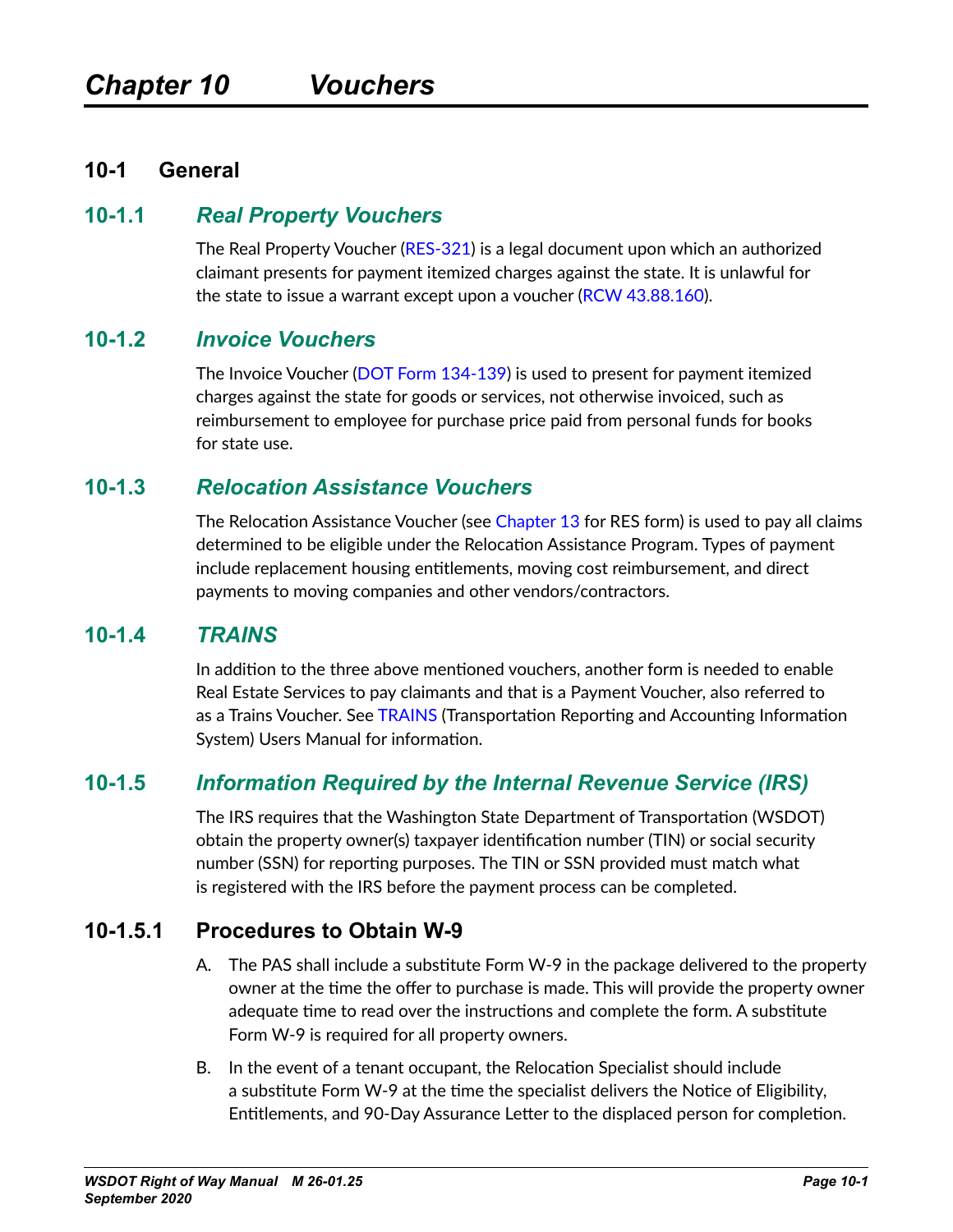# Chapter 10 Vouchers

## 10-1 General

### 10-1.1 *Real Property Vouchers*

The Real Property Voucher (RES-321) is a legal document upon which an authorized claimant presents for payment itemized charges against the state. It is unlawful for the state to issue a warrant except upon a voucher (RCW 43.88.160).

### 10-1.2 *Invoice Vouchers*

The Invoice Voucher (DOT Form 134-139) is used to present for payment itemized charges against the state for goods or services, not otherwise invoiced, such as reimbursement to employee for purchase price paid from personal funds for books for state use.

### 10-1.3 *Relocation Assistance Vouchers*

The Relocation Assistance Voucher (see Chapter 13 for RES form) is used to pay all claims determined to be eligible under the Relocation Assistance Program. Types of payment include replacement housing entitlements, moving cost reimbursement, and direct payments to moving companies and other vendors/contractors.

### 10-1.4 *TRAINS*

In addition to the three above mentioned vouchers, another form is needed to enable Real Estate Services to pay claimants and that is a Payment Voucher, also referred to as a Trains Voucher. See TRAINS (Transportation Reporting and Accounting Information System) Users Manual for information.

### 10-1.5 *Information Required by the Internal Revenue Service (IRS)*

The IRS requires that the Washington State Department of Transportation (WSDOT) obtain the property owner(s) taxpayer identification number (TIN) or social security number (SSN) for reporting purposes. The TIN or SSN provided must match what is registered with the IRS before the payment process can be completed.

#### 10-1.5.1 Procedures to Obtain W-9

A. The PAS shall include a substitute Form W-9 in the package delivered to the property owner at the time the offer to purchase is made. This will provide the property owner adequate time to read over the instructions and complete the form. A substitute Form W-9 is required for all property owners.

B. In the event of a tenant occupant, the Relocation Specialist should include a substitute Form W-9 at the time the specialist delivers the Notice of Eligibility, Entitlements, and 90-Day Assurance Letter to the displaced person for completion.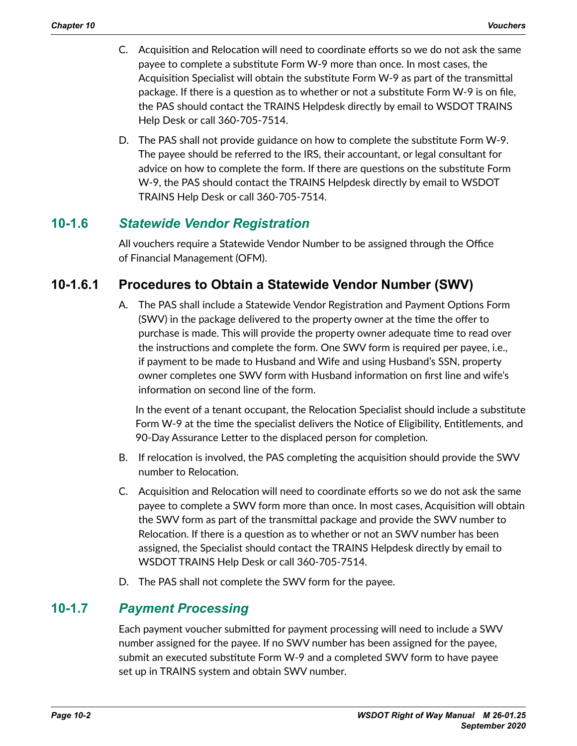C. Acquisition and Relocation will need to coordinate efforts so we do not ask the same payee to complete a substitute Form W-9 more than once. In most cases, the Acquisition Specialist will obtain the substitute Form W-9 as part of the transmittal package. If there is a question as to whether or not a substitute Form W-9 is on file, the PAS should contact the TRAINS Helpdesk directly by email to WSDOT TRAINS Help Desk or call 360-705-7514.

D. The PAS shall not provide guidance on how to complete the substitute Form W-9. The payee should be referred to the IRS, their accountant, or legal consultant for advice on how to complete the form. If there are questions on the substitute Form W-9, the PAS should contact the TRAINS Helpdesk directly by email to WSDOT TRAINS Help Desk or call 360-705-7514.

## 10-1.6 *Statewide Vendor Registration*

All vouchers require a Statewide Vendor Number to be assigned through the Office of Financial Management (OFM).

### 10-1.6.1 Procedures to Obtain a Statewide Vendor Number (SWV)

A. The PAS shall include a Statewide Vendor Registration and Payment Options Form (SWV) in the package delivered to the property owner at the time the offer to purchase is made. This will provide the property owner adequate time to read over the instructions and complete the form. One SWV form is required per payee, i.e., if payment to be made to Husband and Wife and using Husband's SSN, property owner completes one SWV form with Husband information on first line and wife's information on second line of the form.

   In the event of a tenant occupant, the Relocation Specialist should include a substitute Form W-9 at the time the specialist delivers the Notice of Eligibility, Entitlements, and 90-Day Assurance Letter to the displaced person for completion.

B. If relocation is involved, the PAS completing the acquisition should provide the SWV number to Relocation.

C. Acquisition and Relocation will need to coordinate efforts so we do not ask the same payee to complete a SWV form more than once. In most cases, Acquisition will obtain the SWV form as part of the transmittal package and provide the SWV number to Relocation. If there is a question as to whether or not an SWV number has been assigned, the Specialist should contact the TRAINS Helpdesk directly by email to WSDOT TRAINS Help Desk or call 360-705-7514.

D. The PAS shall not complete the SWV form for the payee.

## 10-1.7 *Payment Processing*

Each payment voucher submitted for payment processing will need to include a SWV number assigned for the payee. If no SWV number has been assigned for the payee, submit an executed substitute Form W-9 and a completed SWV form to have payee set up in TRAINS system and obtain SWV number.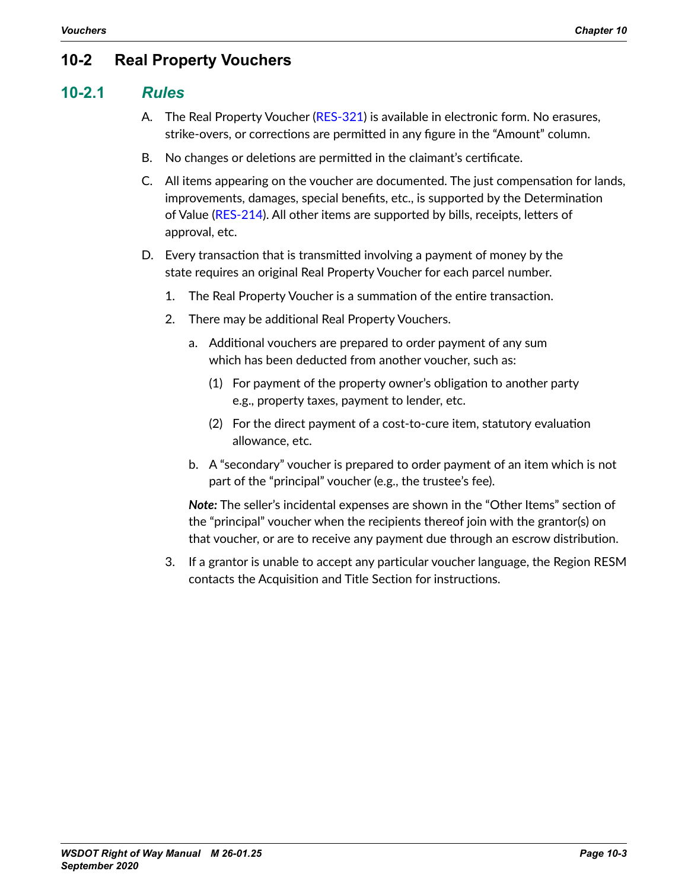## 10-2 Real Property Vouchers

### 10-2.1 *Rules*

A. The Real Property Voucher (RES-321) is available in electronic form. No erasures, strike-overs, or corrections are permitted in any figure in the "Amount" column.

B. No changes or deletions are permitted in the claimant's certificate.

C. All items appearing on the voucher are documented. The just compensation for lands, improvements, damages, special benefits, etc., is supported by the Determination of Value (RES-214). All other items are supported by bills, receipts, letters of approval, etc.

D. Every transaction that is transmitted involving a payment of money by the state requires an original Real Property Voucher for each parcel number.

   1. The Real Property Voucher is a summation of the entire transaction.

   2. There may be additional Real Property Vouchers.

      a. Additional vouchers are prepared to order payment of any sum which has been deducted from another voucher, such as:

         (1) For payment of the property owner's obligation to another party e.g., property taxes, payment to lender, etc.

         (2) For the direct payment of a cost-to-cure item, statutory evaluation allowance, etc.

      b. A "secondary" voucher is prepared to order payment of an item which is not part of the "principal" voucher (e.g., the trustee's fee).

      ***Note:*** The seller's incidental expenses are shown in the "Other Items" section of the "principal" voucher when the recipients thereof join with the grantor(s) on that voucher, or are to receive any payment due through an escrow distribution.

   3. If a grantor is unable to accept any particular voucher language, the Region RESM contacts the Acquisition and Title Section for instructions.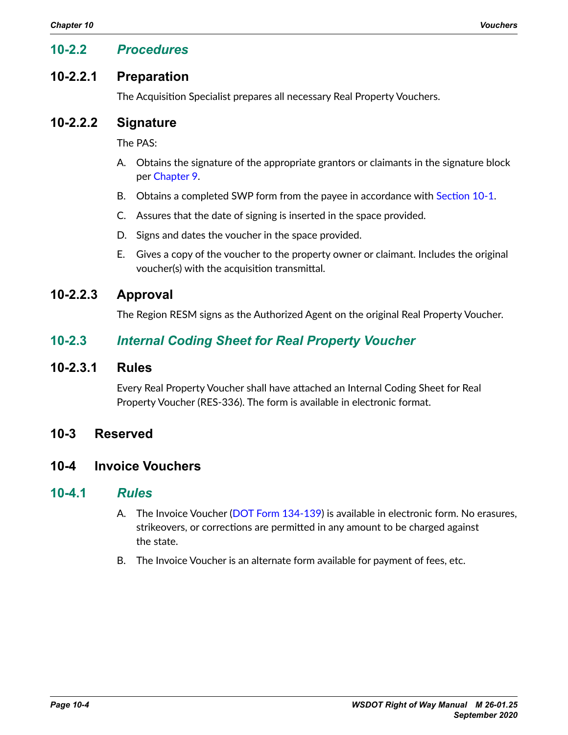### 10-2.2 *Procedures*

#### 10-2.2.1 Preparation

The Acquisition Specialist prepares all necessary Real Property Vouchers.

#### 10-2.2.2 Signature

The PAS:

A. Obtains the signature of the appropriate grantors or claimants in the signature block per Chapter 9.

B. Obtains a completed SWP form from the payee in accordance with Section 10-1.

C. Assures that the date of signing is inserted in the space provided.

D. Signs and dates the voucher in the space provided.

E. Gives a copy of the voucher to the property owner or claimant. Includes the original voucher(s) with the acquisition transmittal.

#### 10-2.2.3 Approval

The Region RESM signs as the Authorized Agent on the original Real Property Voucher.

### 10-2.3 *Internal Coding Sheet for Real Property Voucher*

#### 10-2.3.1 Rules

Every Real Property Voucher shall have attached an Internal Coding Sheet for Real Property Voucher (RES-336). The form is available in electronic format.

## 10-3 Reserved

## 10-4 Invoice Vouchers

### 10-4.1 *Rules*

A. The Invoice Voucher (DOT Form 134-139) is available in electronic form. No erasures, strikeovers, or corrections are permitted in any amount to be charged against the state.

B. The Invoice Voucher is an alternate form available for payment of fees, etc.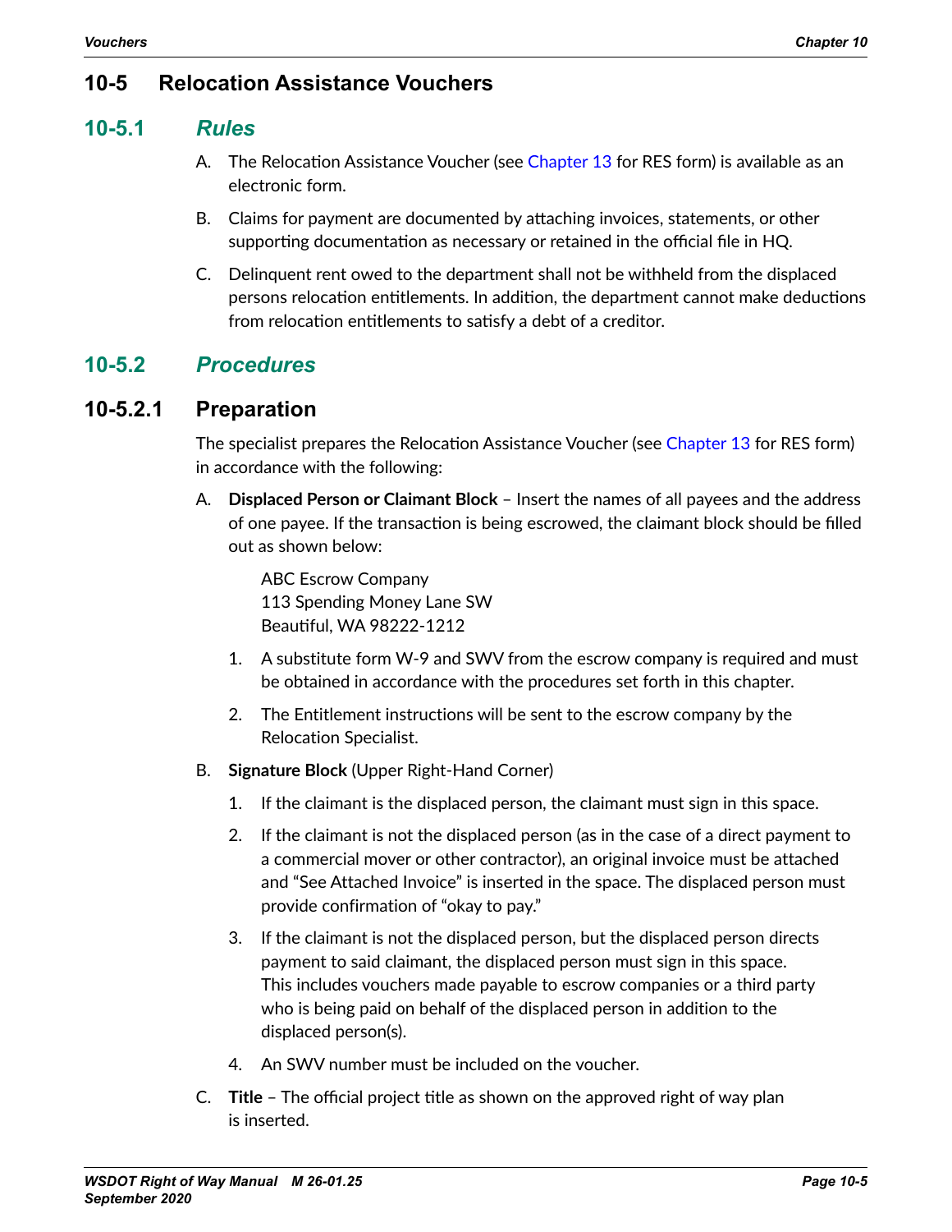## 10-5 Relocation Assistance Vouchers

### 10-5.1 *Rules*

A. The Relocation Assistance Voucher (see Chapter 13 for RES form) is available as an electronic form.

B. Claims for payment are documented by attaching invoices, statements, or other supporting documentation as necessary or retained in the official file in HQ.

C. Delinquent rent owed to the department shall not be withheld from the displaced persons relocation entitlements. In addition, the department cannot make deductions from relocation entitlements to satisfy a debt of a creditor.

### 10-5.2 *Procedures*

#### 10-5.2.1 Preparation

The specialist prepares the Relocation Assistance Voucher (see Chapter 13 for RES form) in accordance with the following:

A. **Displaced Person or Claimant Block** – Insert the names of all payees and the address of one payee. If the transaction is being escrowed, the claimant block should be filled out as shown below:

   ABC Escrow Company
   113 Spending Money Lane SW
   Beautiful, WA 98222-1212

   1. A substitute form W-9 and SWV from the escrow company is required and must be obtained in accordance with the procedures set forth in this chapter.
   2. The Entitlement instructions will be sent to the escrow company by the Relocation Specialist.

B. **Signature Block** (Upper Right-Hand Corner)

   1. If the claimant is the displaced person, the claimant must sign in this space.
   2. If the claimant is not the displaced person (as in the case of a direct payment to a commercial mover or other contractor), an original invoice must be attached and "See Attached Invoice" is inserted in the space. The displaced person must provide confirmation of "okay to pay."
   3. If the claimant is not the displaced person, but the displaced person directs payment to said claimant, the displaced person must sign in this space. This includes vouchers made payable to escrow companies or a third party who is being paid on behalf of the displaced person in addition to the displaced person(s).
   4. An SWV number must be included on the voucher.

C. **Title** – The official project title as shown on the approved right of way plan is inserted.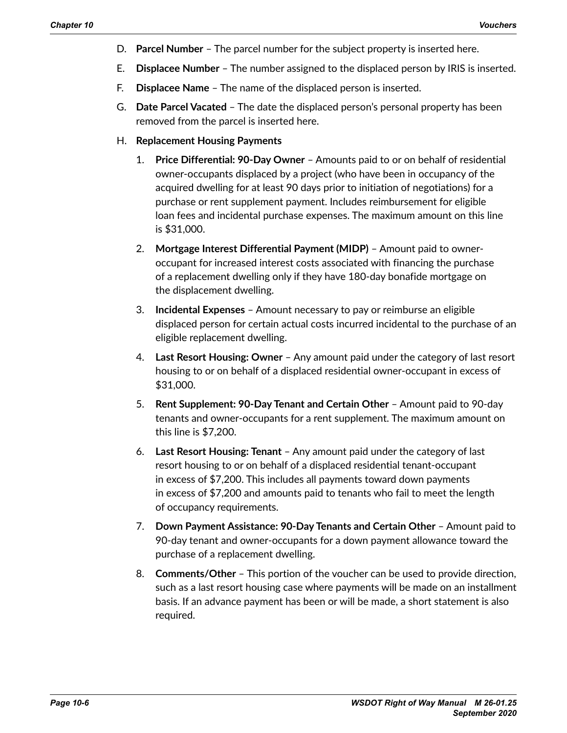D. **Parcel Number** – The parcel number for the subject property is inserted here.

E. **Displacee Number** – The number assigned to the displaced person by IRIS is inserted.

F. **Displacee Name** – The name of the displaced person is inserted.

G. **Date Parcel Vacated** – The date the displaced person's personal property has been removed from the parcel is inserted here.

H. **Replacement Housing Payments**

1. **Price Differential: 90-Day Owner** – Amounts paid to or on behalf of residential owner-occupants displaced by a project (who have been in occupancy of the acquired dwelling for at least 90 days prior to initiation of negotiations) for a purchase or rent supplement payment. Includes reimbursement for eligible loan fees and incidental purchase expenses. The maximum amount on this line is $31,000.

2. **Mortgage Interest Differential Payment (MIDP)** – Amount paid to owner-occupant for increased interest costs associated with financing the purchase of a replacement dwelling only if they have 180-day bonafide mortgage on the displacement dwelling.

3. **Incidental Expenses** – Amount necessary to pay or reimburse an eligible displaced person for certain actual costs incurred incidental to the purchase of an eligible replacement dwelling.

4. **Last Resort Housing: Owner** – Any amount paid under the category of last resort housing to or on behalf of a displaced residential owner-occupant in excess of $31,000.

5. **Rent Supplement: 90-Day Tenant and Certain Other** – Amount paid to 90-day tenants and owner-occupants for a rent supplement. The maximum amount on this line is $7,200.

6. **Last Resort Housing: Tenant** – Any amount paid under the category of last resort housing to or on behalf of a displaced residential tenant-occupant in excess of $7,200. This includes all payments toward down payments in excess of $7,200 and amounts paid to tenants who fail to meet the length of occupancy requirements.

7. **Down Payment Assistance: 90-Day Tenants and Certain Other** – Amount paid to 90-day tenant and owner-occupants for a down payment allowance toward the purchase of a replacement dwelling.

8. **Comments/Other** – This portion of the voucher can be used to provide direction, such as a last resort housing case where payments will be made on an installment basis. If an advance payment has been or will be made, a short statement is also required.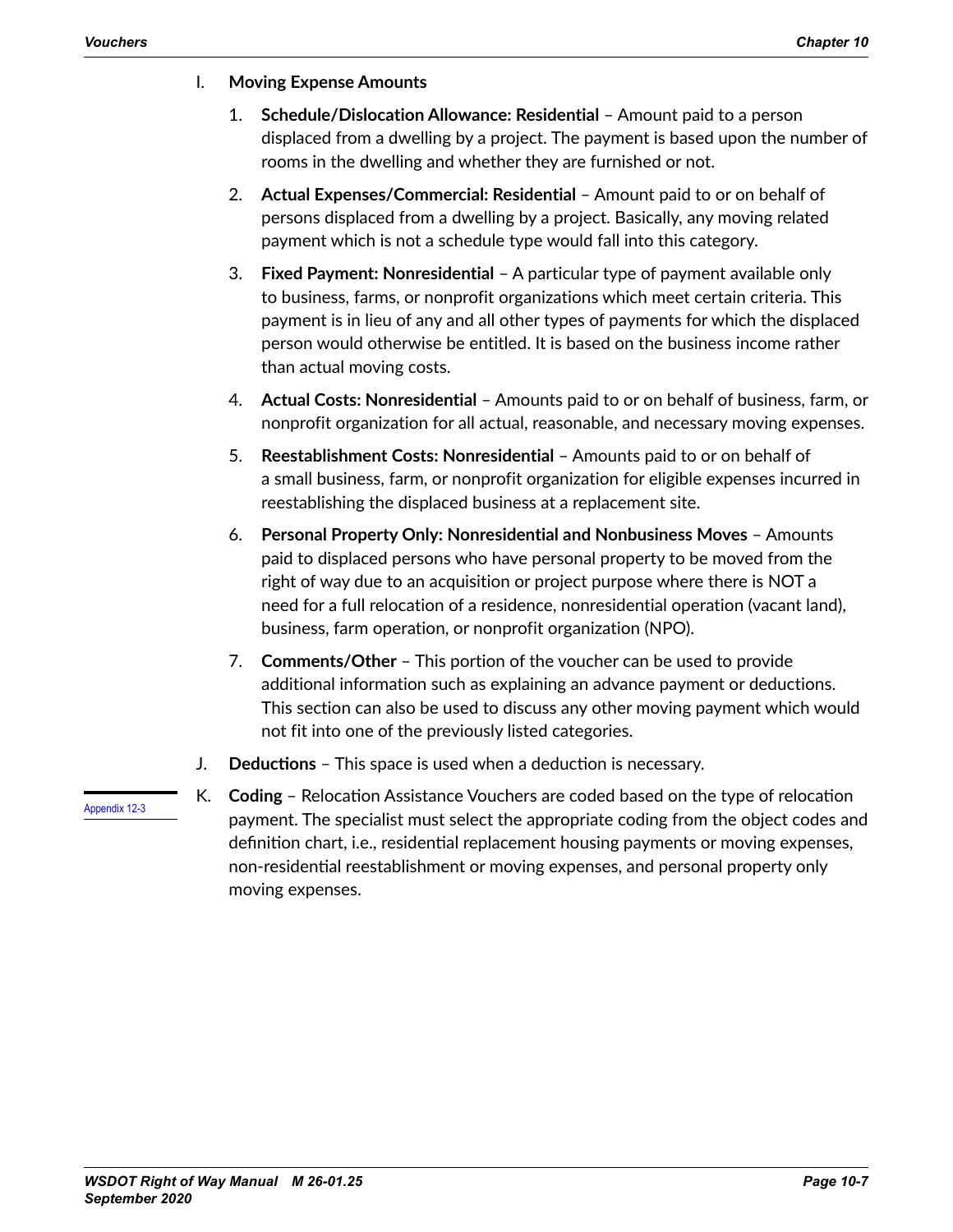I. **Moving Expense Amounts**

1. **Schedule/Dislocation Allowance: Residential** – Amount paid to a person displaced from a dwelling by a project. The payment is based upon the number of rooms in the dwelling and whether they are furnished or not.

2. **Actual Expenses/Commercial: Residential** – Amount paid to or on behalf of persons displaced from a dwelling by a project. Basically, any moving related payment which is not a schedule type would fall into this category.

3. **Fixed Payment: Nonresidential** – A particular type of payment available only to business, farms, or nonprofit organizations which meet certain criteria. This payment is in lieu of any and all other types of payments for which the displaced person would otherwise be entitled. It is based on the business income rather than actual moving costs.

4. **Actual Costs: Nonresidential** – Amounts paid to or on behalf of business, farm, or nonprofit organization for all actual, reasonable, and necessary moving expenses.

5. **Reestablishment Costs: Nonresidential** – Amounts paid to or on behalf of a small business, farm, or nonprofit organization for eligible expenses incurred in reestablishing the displaced business at a replacement site.

6. **Personal Property Only: Nonresidential and Nonbusiness Moves** – Amounts paid to displaced persons who have personal property to be moved from the right of way due to an acquisition or project purpose where there is NOT a need for a full relocation of a residence, nonresidential operation (vacant land), business, farm operation, or nonprofit organization (NPO).

7. **Comments/Other** – This portion of the voucher can be used to provide additional information such as explaining an advance payment or deductions. This section can also be used to discuss any other moving payment which would not fit into one of the previously listed categories.

J. **Deductions** – This space is used when a deduction is necessary.

Appendix 12-3

K. **Coding** – Relocation Assistance Vouchers are coded based on the type of relocation payment. The specialist must select the appropriate coding from the object codes and definition chart, i.e., residential replacement housing payments or moving expenses, non-residential reestablishment or moving expenses, and personal property only moving expenses.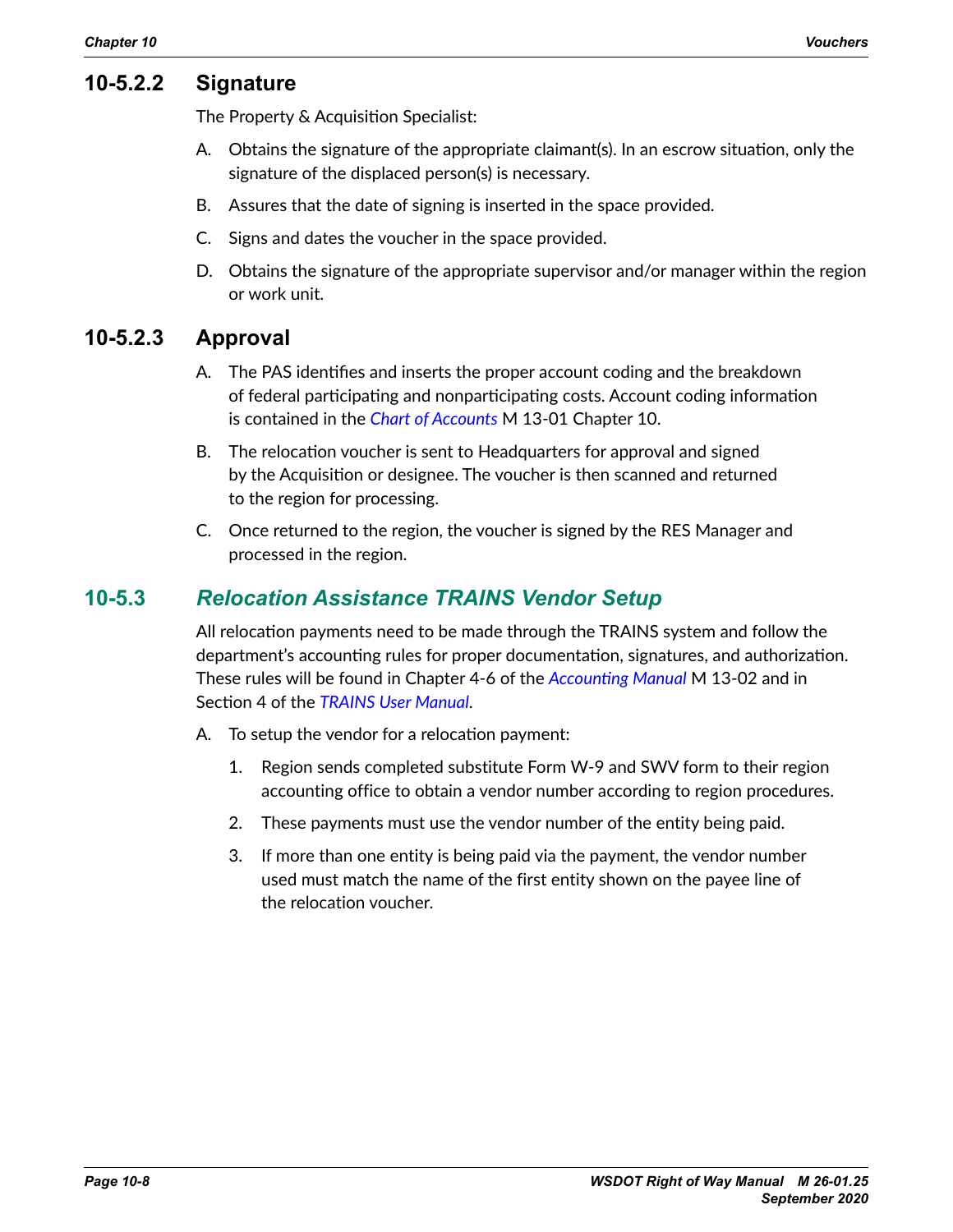### 10-5.2.2 Signature

The Property & Acquisition Specialist:

A. Obtains the signature of the appropriate claimant(s). In an escrow situation, only the signature of the displaced person(s) is necessary.

B. Assures that the date of signing is inserted in the space provided.

C. Signs and dates the voucher in the space provided.

D. Obtains the signature of the appropriate supervisor and/or manager within the region or work unit.

### 10-5.2.3 Approval

A. The PAS identifies and inserts the proper account coding and the breakdown of federal participating and nonparticipating costs. Account coding information is contained in the *Chart of Accounts* M 13-01 Chapter 10.

B. The relocation voucher is sent to Headquarters for approval and signed by the Acquisition or designee. The voucher is then scanned and returned to the region for processing.

C. Once returned to the region, the voucher is signed by the RES Manager and processed in the region.

## 10-5.3 *Relocation Assistance TRAINS Vendor Setup*

All relocation payments need to be made through the TRAINS system and follow the department's accounting rules for proper documentation, signatures, and authorization. These rules will be found in Chapter 4-6 of the *Accounting Manual* M 13-02 and in Section 4 of the *TRAINS User Manual*.

A. To setup the vendor for a relocation payment:

   1. Region sends completed substitute Form W-9 and SWV form to their region accounting office to obtain a vendor number according to region procedures.

   2. These payments must use the vendor number of the entity being paid.

   3. If more than one entity is being paid via the payment, the vendor number used must match the name of the first entity shown on the payee line of the relocation voucher.